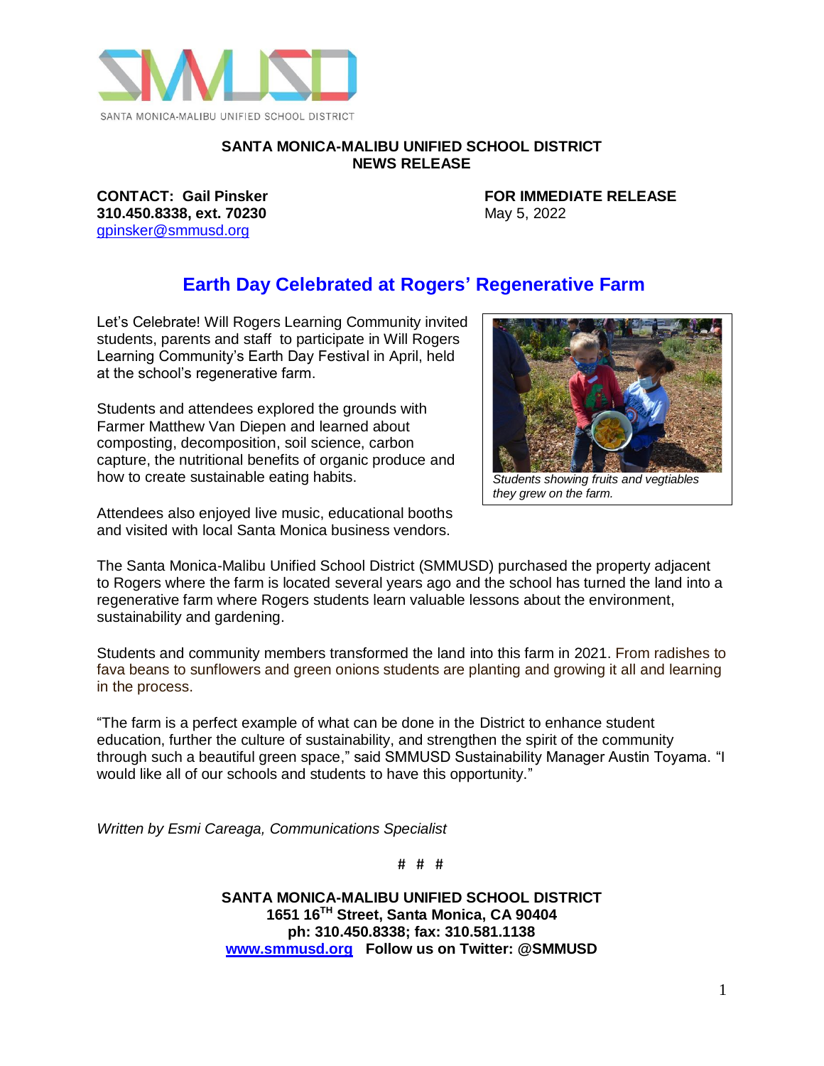SANTA MONICA-MALIBU UNIFIED SCHOOL DISTRICT

**SANTA MONICA-MALIBU UNIFIED SCHOOL DISTRICT**
**NEWS RELEASE**

**CONTACT: Gail Pinsker**
**310.450.8338, ext. 70230**
gpinsker@smmusd.org

**FOR IMMEDIATE RELEASE**
May 5, 2022

## Earth Day Celebrated at Rogers' Regenerative Farm

Let's Celebrate! Will Rogers Learning Community invited students, parents and staff to participate in Will Rogers Learning Community's Earth Day Festival in April, held at the school's regenerative farm.

Students and attendees explored the grounds with Farmer Matthew Van Diepen and learned about composting, decomposition, soil science, carbon capture, the nutritional benefits of organic produce and how to create sustainable eating habits.

*Students showing fruits and vegtiables they grew on the farm.*

Attendees also enjoyed live music, educational booths and visited with local Santa Monica business vendors.

The Santa Monica-Malibu Unified School District (SMMUSD) purchased the property adjacent to Rogers where the farm is located several years ago and the school has turned the land into a regenerative farm where Rogers students learn valuable lessons about the environment, sustainability and gardening.

Students and community members transformed the land into this farm in 2021. From radishes to fava beans to sunflowers and green onions students are planting and growing it all and learning in the process.

"The farm is a perfect example of what can be done in the District to enhance student education, further the culture of sustainability, and strengthen the spirit of the community through such a beautiful green space," said SMMUSD Sustainability Manager Austin Toyama. "I would like all of our schools and students to have this opportunity."

*Written by Esmi Careaga, Communications Specialist*

# # #

**SANTA MONICA-MALIBU UNIFIED SCHOOL DISTRICT**
**1651 16TH Street, Santa Monica, CA 90404**
**ph: 310.450.8338; fax: 310.581.1138**
**www.smmusd.org Follow us on Twitter: @SMMUSD**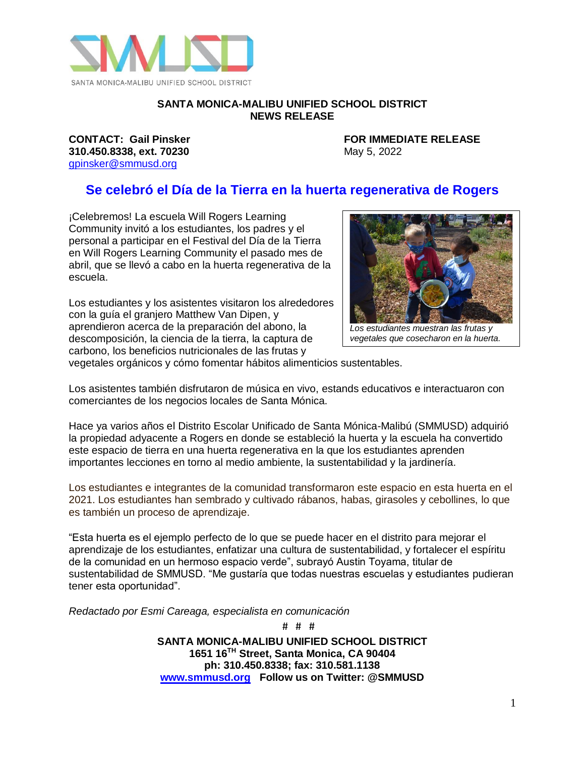SANTA MONICA-MALIBU UNIFIED SCHOOL DISTRICT

**SANTA MONICA-MALIBU UNIFIED SCHOOL DISTRICT**
**NEWS RELEASE**

**CONTACT: Gail Pinsker**
**310.450.8338, ext. 70230**
gpinsker@smmusd.org

**FOR IMMEDIATE RELEASE**
May 5, 2022

## Se celebró el Día de la Tierra en la huerta regenerativa de Rogers

¡Celebremos! La escuela Will Rogers Learning Community invitó a los estudiantes, los padres y el personal a participar en el Festival del Día de la Tierra en Will Rogers Learning Community el pasado mes de abril, que se llevó a cabo en la huerta regenerativa de la escuela.

*Los estudiantes muestran las frutas y vegetales que cosecharon en la huerta.*

Los estudiantes y los asistentes visitaron los alrededores con la guía el granjero Matthew Van Dipen, y aprendieron acerca de la preparación del abono, la descomposición, la ciencia de la tierra, la captura de carbono, los beneficios nutricionales de las frutas y vegetales orgánicos y cómo fomentar hábitos alimenticios sustentables.

Los asistentes también disfrutaron de música en vivo, estands educativos e interactuaron con comerciantes de los negocios locales de Santa Mónica.

Hace ya varios años el Distrito Escolar Unificado de Santa Mónica-Malibú (SMMUSD) adquirió la propiedad adyacente a Rogers en donde se estableció la huerta y la escuela ha convertido este espacio de tierra en una huerta regenerativa en la que los estudiantes aprenden importantes lecciones en torno al medio ambiente, la sustentabilidad y la jardinería.

Los estudiantes e integrantes de la comunidad transformaron este espacio en esta huerta en el 2021. Los estudiantes han sembrado y cultivado rábanos, habas, girasoles y cebollines, lo que es también un proceso de aprendizaje.

"Esta huerta es el ejemplo perfecto de lo que se puede hacer en el distrito para mejorar el aprendizaje de los estudiantes, enfatizar una cultura de sustentabilidad, y fortalecer el espíritu de la comunidad en un hermoso espacio verde", subrayó Austin Toyama, titular de sustentabilidad de SMMUSD. "Me gustaría que todas nuestras escuelas y estudiantes pudieran tener esta oportunidad".

*Redactado por Esmi Careaga, especialista en comunicación*

# # #

**SANTA MONICA-MALIBU UNIFIED SCHOOL DISTRICT**
**1651 16TH Street, Santa Monica, CA 90404**
**ph: 310.450.8338; fax: 310.581.1138**
**www.smmusd.org Follow us on Twitter: @SMMUSD**